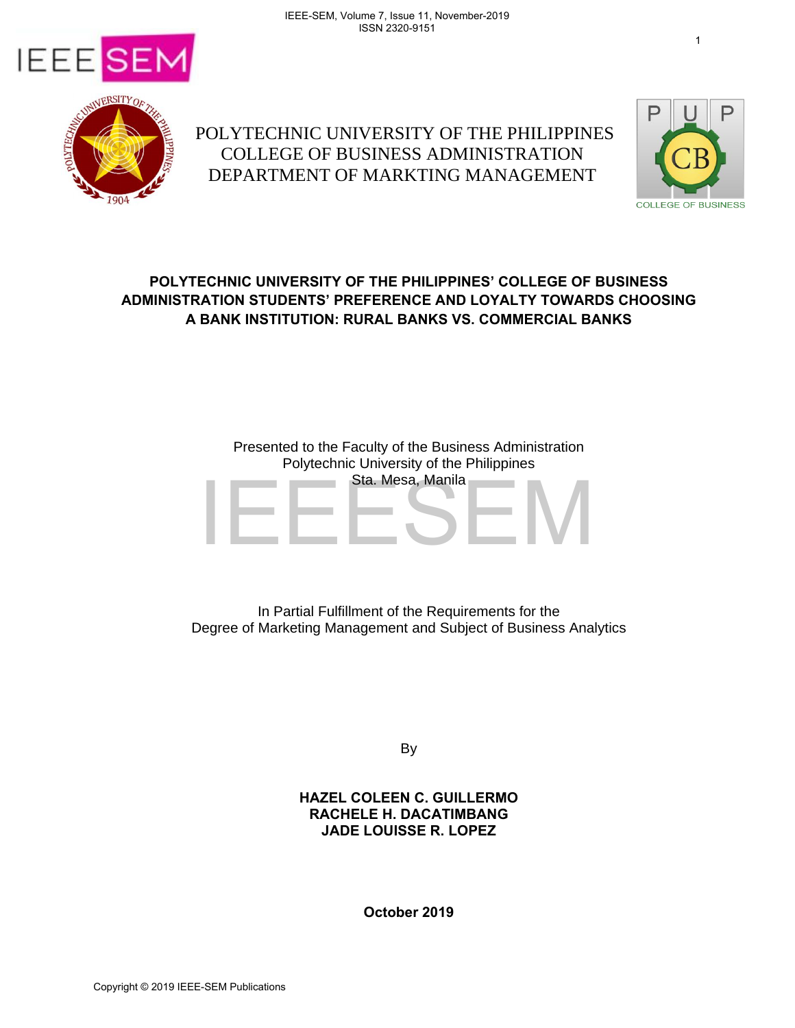POLYTECHNIC UNIVERSITY OF THE PHILIPPINES
COLLEGE OF BUSINESS ADMINISTRATION
DEPARTMENT OF MARKTING MANAGEMENT

# POLYTECHNIC UNIVERSITY OF THE PHILIPPINES' COLLEGE OF BUSINESS ADMINISTRATION STUDENTS' PREFERENCE AND LOYALTY TOWARDS CHOOSING A BANK INSTITUTION: RURAL BANKS VS. COMMERCIAL BANKS

Presented to the Faculty of the Business Administration
Polytechnic University of the Philippines
Sta. Mesa, Manila

In Partial Fulfillment of the Requirements for the
Degree of Marketing Management and Subject of Business Analytics

By

**HAZEL COLEEN C. GUILLERMO**
**RACHELE H. DACATIMBANG**
**JADE LOUISSE R. LOPEZ**

**October 2019**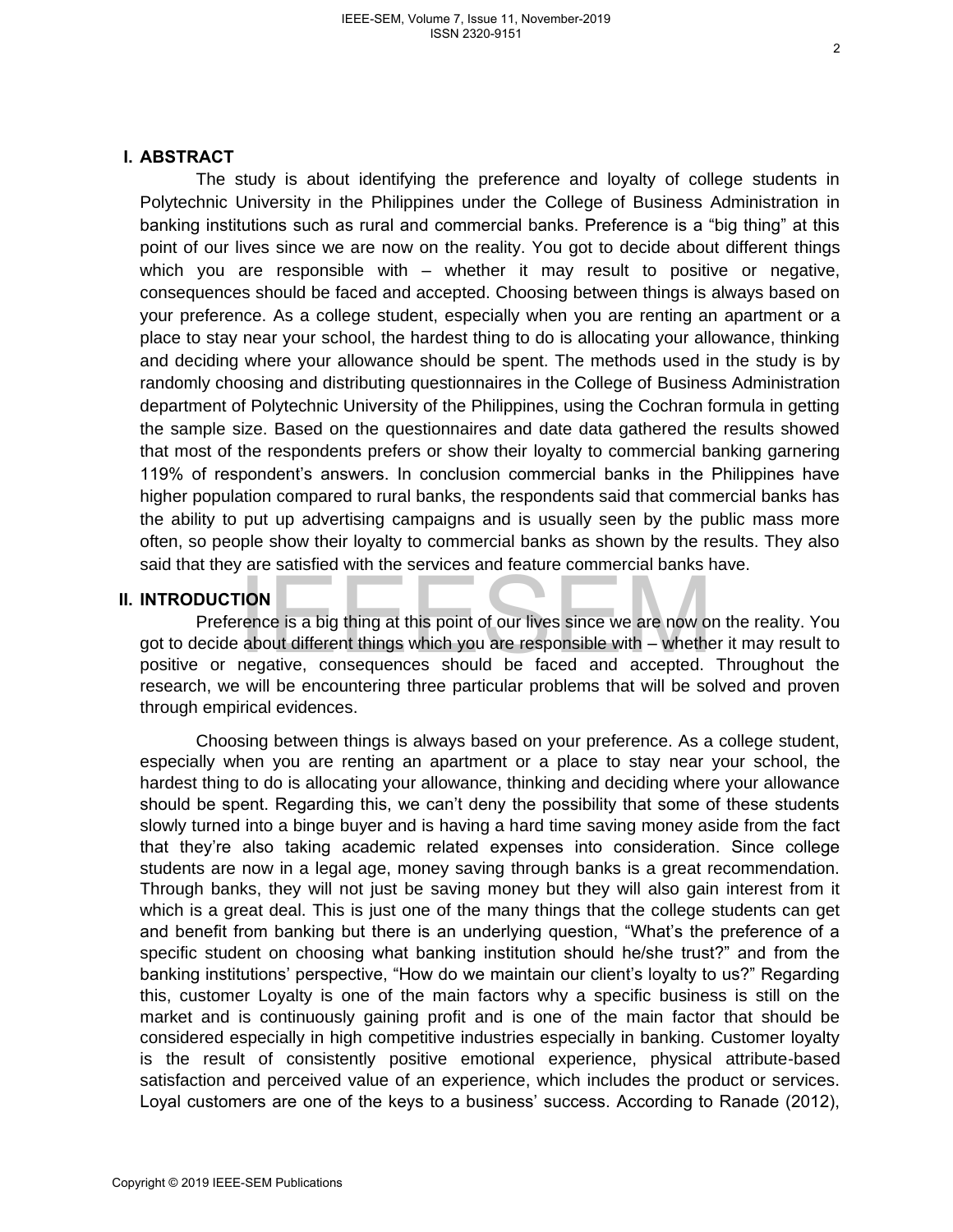## I. ABSTRACT

The study is about identifying the preference and loyalty of college students in Polytechnic University in the Philippines under the College of Business Administration in banking institutions such as rural and commercial banks. Preference is a "big thing" at this point of our lives since we are now on the reality. You got to decide about different things which you are responsible with – whether it may result to positive or negative, consequences should be faced and accepted. Choosing between things is always based on your preference. As a college student, especially when you are renting an apartment or a place to stay near your school, the hardest thing to do is allocating your allowance, thinking and deciding where your allowance should be spent. The methods used in the study is by randomly choosing and distributing questionnaires in the College of Business Administration department of Polytechnic University of the Philippines, using the Cochran formula in getting the sample size. Based on the questionnaires and date data gathered the results showed that most of the respondents prefers or show their loyalty to commercial banking garnering 119% of respondent's answers. In conclusion commercial banks in the Philippines have higher population compared to rural banks, the respondents said that commercial banks has the ability to put up advertising campaigns and is usually seen by the public mass more often, so people show their loyalty to commercial banks as shown by the results. They also said that they are satisfied with the services and feature commercial banks have.

## II. INTRODUCTION

Preference is a big thing at this point of our lives since we are now on the reality. You got to decide about different things which you are responsible with – whether it may result to positive or negative, consequences should be faced and accepted. Throughout the research, we will be encountering three particular problems that will be solved and proven through empirical evidences.

Choosing between things is always based on your preference. As a college student, especially when you are renting an apartment or a place to stay near your school, the hardest thing to do is allocating your allowance, thinking and deciding where your allowance should be spent. Regarding this, we can't deny the possibility that some of these students slowly turned into a binge buyer and is having a hard time saving money aside from the fact that they're also taking academic related expenses into consideration. Since college students are now in a legal age, money saving through banks is a great recommendation. Through banks, they will not just be saving money but they will also gain interest from it which is a great deal. This is just one of the many things that the college students can get and benefit from banking but there is an underlying question, "What's the preference of a specific student on choosing what banking institution should he/she trust?" and from the banking institutions' perspective, "How do we maintain our client's loyalty to us?" Regarding this, customer Loyalty is one of the main factors why a specific business is still on the market and is continuously gaining profit and is one of the main factor that should be considered especially in high competitive industries especially in banking. Customer loyalty is the result of consistently positive emotional experience, physical attribute-based satisfaction and perceived value of an experience, which includes the product or services. Loyal customers are one of the keys to a business' success. According to Ranade (2012),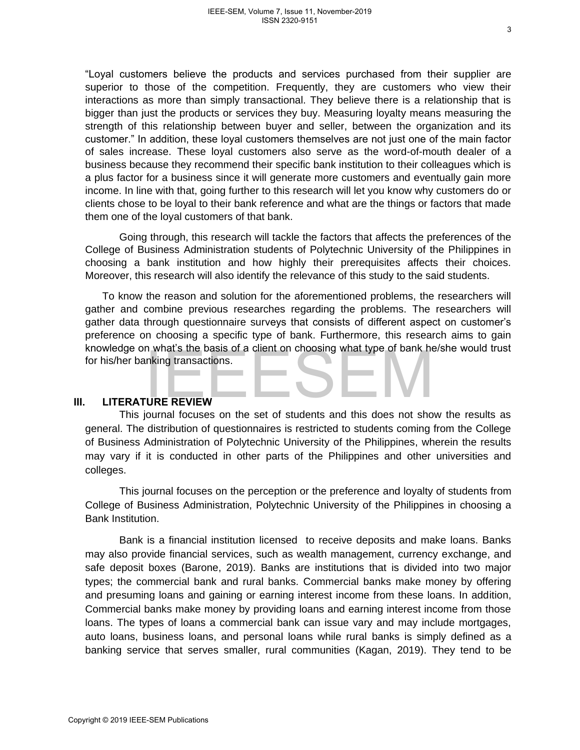"Loyal customers believe the products and services purchased from their supplier are superior to those of the competition. Frequently, they are customers who view their interactions as more than simply transactional. They believe there is a relationship that is bigger than just the products or services they buy. Measuring loyalty means measuring the strength of this relationship between buyer and seller, between the organization and its customer." In addition, these loyal customers themselves are not just one of the main factor of sales increase. These loyal customers also serve as the word-of-mouth dealer of a business because they recommend their specific bank institution to their colleagues which is a plus factor for a business since it will generate more customers and eventually gain more income. In line with that, going further to this research will let you know why customers do or clients chose to be loyal to their bank reference and what are the things or factors that made them one of the loyal customers of that bank.

Going through, this research will tackle the factors that affects the preferences of the College of Business Administration students of Polytechnic University of the Philippines in choosing a bank institution and how highly their prerequisites affects their choices. Moreover, this research will also identify the relevance of this study to the said students.

To know the reason and solution for the aforementioned problems, the researchers will gather and combine previous researches regarding the problems. The researchers will gather data through questionnaire surveys that consists of different aspect on customer's preference on choosing a specific type of bank. Furthermore, this research aims to gain knowledge on what's the basis of a client on choosing what type of bank he/she would trust for his/her banking transactions.

## III. LITERATURE REVIEW

This journal focuses on the set of students and this does not show the results as general. The distribution of questionnaires is restricted to students coming from the College of Business Administration of Polytechnic University of the Philippines, wherein the results may vary if it is conducted in other parts of the Philippines and other universities and colleges.

This journal focuses on the perception or the preference and loyalty of students from College of Business Administration, Polytechnic University of the Philippines in choosing a Bank Institution.

Bank is a financial institution licensed to receive deposits and make loans. Banks may also provide financial services, such as wealth management, currency exchange, and safe deposit boxes (Barone, 2019). Banks are institutions that is divided into two major types; the commercial bank and rural banks. Commercial banks make money by offering and presuming loans and gaining or earning interest income from these loans. In addition, Commercial banks make money by providing loans and earning interest income from those loans. The types of loans a commercial bank can issue vary and may include mortgages, auto loans, business loans, and personal loans while rural banks is simply defined as a banking service that serves smaller, rural communities (Kagan, 2019). They tend to be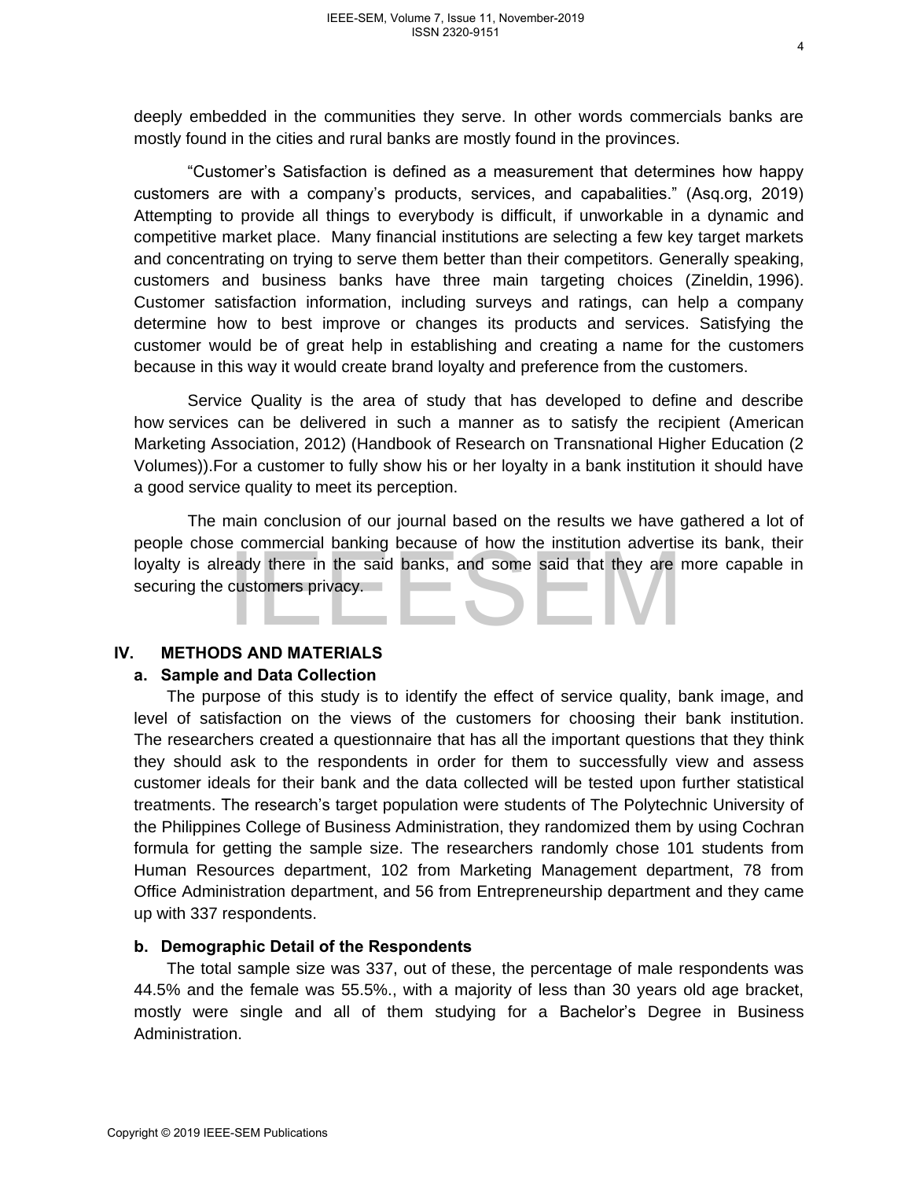deeply embedded in the communities they serve. In other words commercials banks are mostly found in the cities and rural banks are mostly found in the provinces.

"Customer's Satisfaction is defined as a measurement that determines how happy customers are with a company's products, services, and capabalities." (Asq.org, 2019) Attempting to provide all things to everybody is difficult, if unworkable in a dynamic and competitive market place. Many financial institutions are selecting a few key target markets and concentrating on trying to serve them better than their competitors. Generally speaking, customers and business banks have three main targeting choices (Zineldin, 1996). Customer satisfaction information, including surveys and ratings, can help a company determine how to best improve or changes its products and services. Satisfying the customer would be of great help in establishing and creating a name for the customers because in this way it would create brand loyalty and preference from the customers.

Service Quality is the area of study that has developed to define and describe how services can be delivered in such a manner as to satisfy the recipient (American Marketing Association, 2012) (Handbook of Research on Transnational Higher Education (2 Volumes)).For a customer to fully show his or her loyalty in a bank institution it should have a good service quality to meet its perception.

The main conclusion of our journal based on the results we have gathered a lot of people chose commercial banking because of how the institution advertise its bank, their loyalty is already there in the said banks, and some said that they are more capable in securing the customers privacy.

## IV. METHODS AND MATERIALS

### a. Sample and Data Collection

The purpose of this study is to identify the effect of service quality, bank image, and level of satisfaction on the views of the customers for choosing their bank institution. The researchers created a questionnaire that has all the important questions that they think they should ask to the respondents in order for them to successfully view and assess customer ideals for their bank and the data collected will be tested upon further statistical treatments. The research's target population were students of The Polytechnic University of the Philippines College of Business Administration, they randomized them by using Cochran formula for getting the sample size. The researchers randomly chose 101 students from Human Resources department, 102 from Marketing Management department, 78 from Office Administration department, and 56 from Entrepreneurship department and they came up with 337 respondents.

### b. Demographic Detail of the Respondents

The total sample size was 337, out of these, the percentage of male respondents was 44.5% and the female was 55.5%., with a majority of less than 30 years old age bracket, mostly were single and all of them studying for a Bachelor's Degree in Business Administration.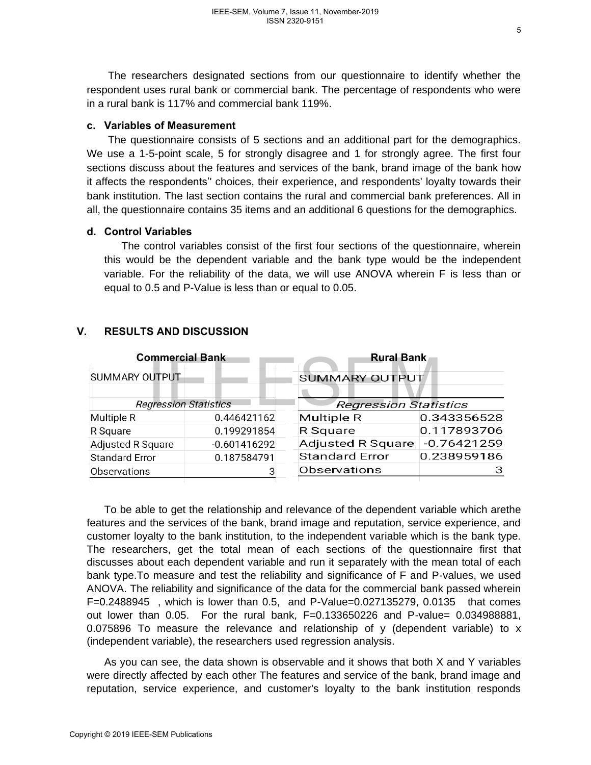The researchers designated sections from our questionnaire to identify whether the respondent uses rural bank or commercial bank. The percentage of respondents who were in a rural bank is 117% and commercial bank 119%.

**c. Variables of Measurement**

The questionnaire consists of 5 sections and an additional part for the demographics. We use a 1-5-point scale, 5 for strongly disagree and 1 for strongly agree. The first four sections discuss about the features and services of the bank, brand image of the bank how it affects the respondents'' choices, their experience, and respondents' loyalty towards their bank institution. The last section contains the rural and commercial bank preferences. All in all, the questionnaire contains 35 items and an additional 6 questions for the demographics.

**d. Control Variables**

The control variables consist of the first four sections of the questionnaire, wherein this would be the dependent variable and the bank type would be the independent variable. For the reliability of the data, we will use ANOVA wherein F is less than or equal to 0.5 and P-Value is less than or equal to 0.05.

## V. RESULTS AND DISCUSSION

**Commercial Bank**

SUMMARY OUTPUT

| *Regression Statistics* | |
|---|---|
| Multiple R | 0.446421162 |
| R Square | 0.199291854 |
| Adjusted R Square | -0.601416292 |
| Standard Error | 0.187584791 |
| Observations | 3 |

**Rural Bank**

SUMMARY OUTPUT

| *Regression Statistics* | |
|---|---|
| Multiple R | 0.343356528 |
| R Square | 0.117893706 |
| Adjusted R Square | -0.76421259 |
| Standard Error | 0.238959186 |
| Observations | 3 |

To be able to get the relationship and relevance of the dependent variable which arethe features and the services of the bank, brand image and reputation, service experience, and customer loyalty to the bank institution, to the independent variable which is the bank type. The researchers, get the total mean of each sections of the questionnaire first that discusses about each dependent variable and run it separately with the mean total of each bank type.To measure and test the reliability and significance of F and P-values, we used ANOVA. The reliability and significance of the data for the commercial bank passed wherein F=0.2488945 , which is lower than 0.5, and P-Value=0.027135279, 0.0135 that comes out lower than 0.05. For the rural bank, F=0.133650226 and P-value= 0.034988881, 0.075896 To measure the relevance and relationship of y (dependent variable) to x (independent variable), the researchers used regression analysis.

As you can see, the data shown is observable and it shows that both X and Y variables were directly affected by each other The features and service of the bank, brand image and reputation, service experience, and customer's loyalty to the bank institution responds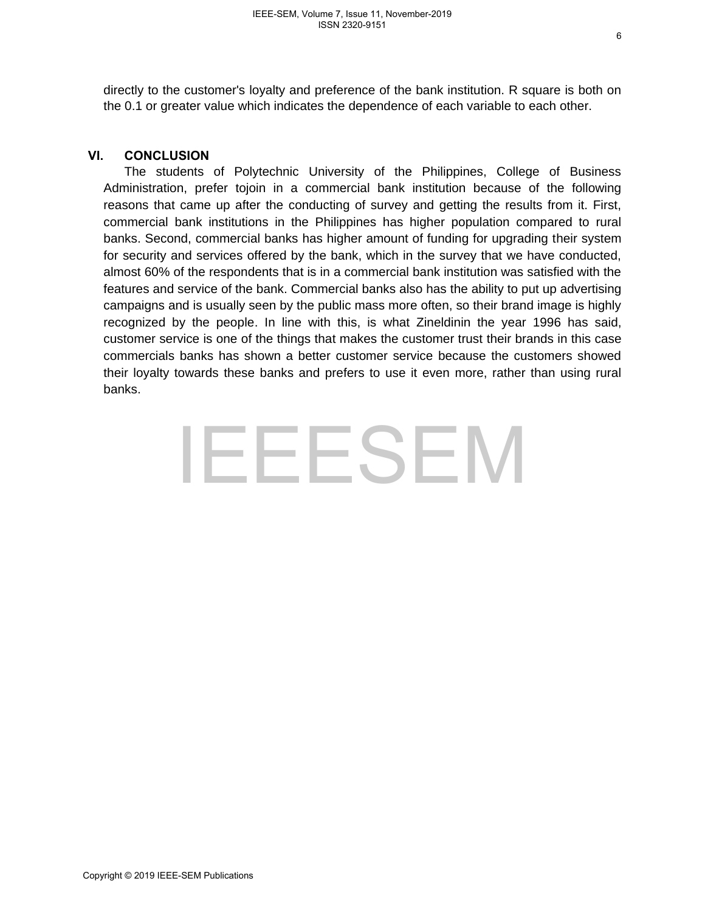directly to the customer's loyalty and preference of the bank institution. R square is both on the 0.1 or greater value which indicates the dependence of each variable to each other.

## VI. CONCLUSION

The students of Polytechnic University of the Philippines, College of Business Administration, prefer tojoin in a commercial bank institution because of the following reasons that came up after the conducting of survey and getting the results from it. First, commercial bank institutions in the Philippines has higher population compared to rural banks. Second, commercial banks has higher amount of funding for upgrading their system for security and services offered by the bank, which in the survey that we have conducted, almost 60% of the respondents that is in a commercial bank institution was satisfied with the features and service of the bank. Commercial banks also has the ability to put up advertising campaigns and is usually seen by the public mass more often, so their brand image is highly recognized by the people. In line with this, is what Zineldinin the year 1996 has said, customer service is one of the things that makes the customer trust their brands in this case commercials banks has shown a better customer service because the customers showed their loyalty towards these banks and prefers to use it even more, rather than using rural banks.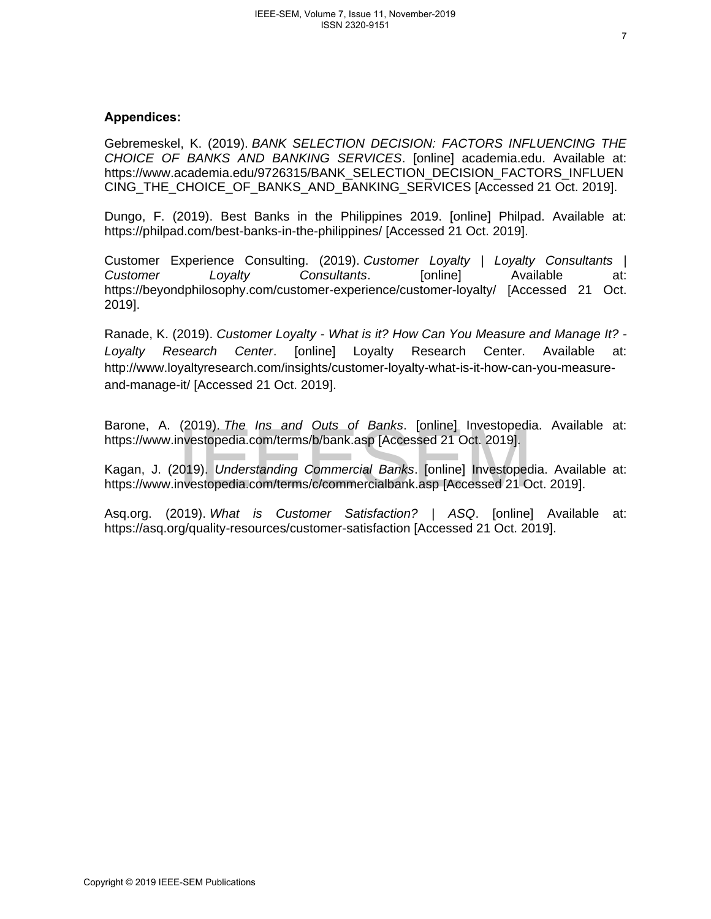**Appendices:**

Gebremeskel, K. (2019). *BANK SELECTION DECISION: FACTORS INFLUENCING THE CHOICE OF BANKS AND BANKING SERVICES*. [online] academia.edu. Available at: https://www.academia.edu/9726315/BANK_SELECTION_DECISION_FACTORS_INFLUENCING_THE_CHOICE_OF_BANKS_AND_BANKING_SERVICES [Accessed 21 Oct. 2019].

Dungo, F. (2019). Best Banks in the Philippines 2019. [online] Philpad. Available at: https://philpad.com/best-banks-in-the-philippines/ [Accessed 21 Oct. 2019].

Customer Experience Consulting. (2019). *Customer Loyalty | Loyalty Consultants | Customer Loyalty Consultants*. [online] Available at: https://beyondphilosophy.com/customer-experience/customer-loyalty/ [Accessed 21 Oct. 2019].

Ranade, K. (2019). *Customer Loyalty - What is it? How Can You Measure and Manage It? - Loyalty Research Center*. [online] Loyalty Research Center. Available at: http://www.loyaltyresearch.com/insights/customer-loyalty-what-is-it-how-can-you-measure-and-manage-it/ [Accessed 21 Oct. 2019].

Barone, A. (2019). *The Ins and Outs of Banks*. [online] Investopedia. Available at: https://www.investopedia.com/terms/b/bank.asp [Accessed 21 Oct. 2019].

Kagan, J. (2019). *Understanding Commercial Banks*. [online] Investopedia. Available at: https://www.investopedia.com/terms/c/commercialbank.asp [Accessed 21 Oct. 2019].

Asq.org. (2019). *What is Customer Satisfaction? | ASQ*. [online] Available at: https://asq.org/quality-resources/customer-satisfaction [Accessed 21 Oct. 2019].